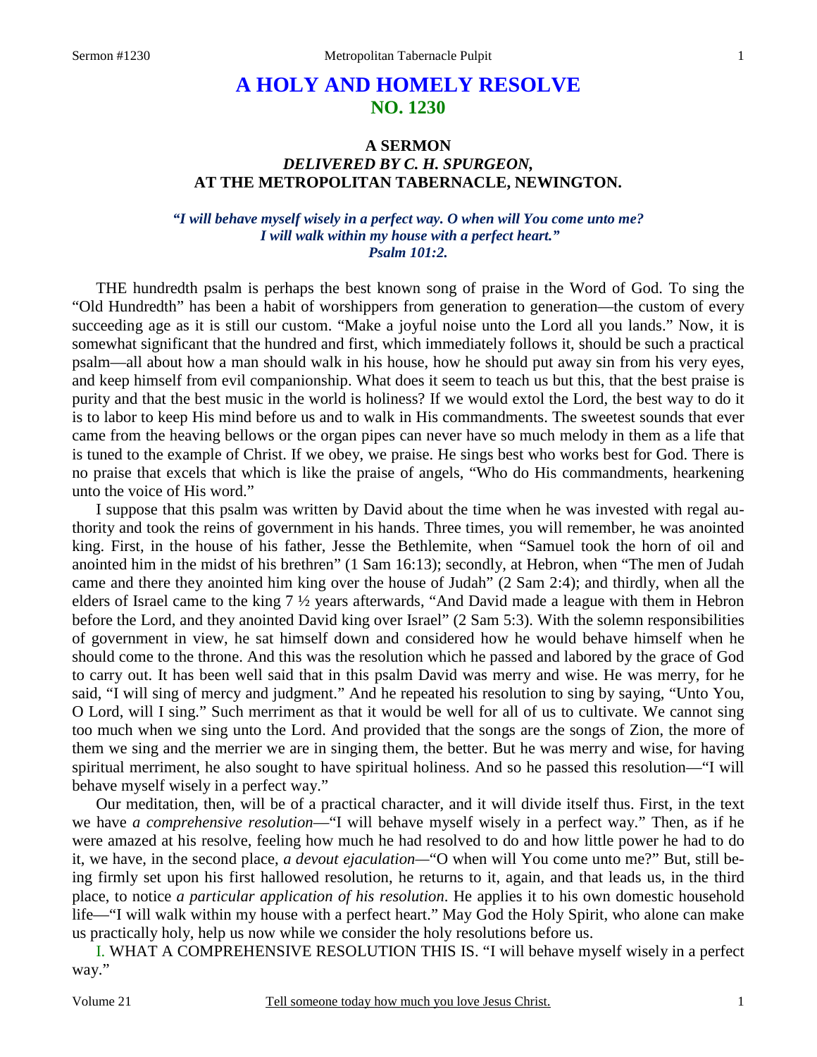# A HOLY AND HOMELY RESOLVE
## NO. 1230

### A SERMON
### *DELIVERED BY C. H. SPURGEON,*
### AT THE METROPOLITAN TABERNACLE, NEWINGTON.

***"I will behave myself wisely in a perfect way. O when will You come unto me? I will walk within my house with a perfect heart." Psalm 101:2.***

THE hundredth psalm is perhaps the best known song of praise in the Word of God. To sing the "Old Hundredth" has been a habit of worshippers from generation to generation—the custom of every succeeding age as it is still our custom. "Make a joyful noise unto the Lord all you lands." Now, it is somewhat significant that the hundred and first, which immediately follows it, should be such a practical psalm—all about how a man should walk in his house, how he should put away sin from his very eyes, and keep himself from evil companionship. What does it seem to teach us but this, that the best praise is purity and that the best music in the world is holiness? If we would extol the Lord, the best way to do it is to labor to keep His mind before us and to walk in His commandments. The sweetest sounds that ever came from the heaving bellows or the organ pipes can never have so much melody in them as a life that is tuned to the example of Christ. If we obey, we praise. He sings best who works best for God. There is no praise that excels that which is like the praise of angels, "Who do His commandments, hearkening unto the voice of His word."

I suppose that this psalm was written by David about the time when he was invested with regal authority and took the reins of government in his hands. Three times, you will remember, he was anointed king. First, in the house of his father, Jesse the Bethlemite, when "Samuel took the horn of oil and anointed him in the midst of his brethren" (1 Sam 16:13); secondly, at Hebron, when "The men of Judah came and there they anointed him king over the house of Judah" (2 Sam 2:4); and thirdly, when all the elders of Israel came to the king 7 ½ years afterwards, "And David made a league with them in Hebron before the Lord, and they anointed David king over Israel" (2 Sam 5:3). With the solemn responsibilities of government in view, he sat himself down and considered how he would behave himself when he should come to the throne. And this was the resolution which he passed and labored by the grace of God to carry out. It has been well said that in this psalm David was merry and wise. He was merry, for he said, "I will sing of mercy and judgment." And he repeated his resolution to sing by saying, "Unto You, O Lord, will I sing." Such merriment as that it would be well for all of us to cultivate. We cannot sing too much when we sing unto the Lord. And provided that the songs are the songs of Zion, the more of them we sing and the merrier we are in singing them, the better. But he was merry and wise, for having spiritual merriment, he also sought to have spiritual holiness. And so he passed this resolution—"I will behave myself wisely in a perfect way."

Our meditation, then, will be of a practical character, and it will divide itself thus. First, in the text we have *a comprehensive resolution*—"I will behave myself wisely in a perfect way." Then, as if he were amazed at his resolve, feeling how much he had resolved to do and how little power he had to do it, we have, in the second place, *a devout ejaculation*—"O when will You come unto me?" But, still being firmly set upon his first hallowed resolution, he returns to it, again, and that leads us, in the third place, to notice *a particular application of his resolution*. He applies it to his own domestic household life—"I will walk within my house with a perfect heart." May God the Holy Spirit, who alone can make us practically holy, help us now while we consider the holy resolutions before us.

I. WHAT A COMPREHENSIVE RESOLUTION THIS IS. "I will behave myself wisely in a perfect way."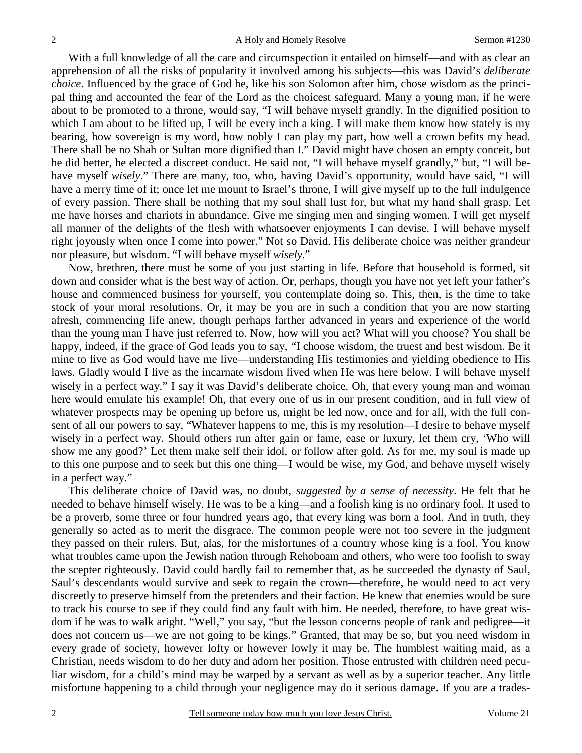With a full knowledge of all the care and circumspection it entailed on himself—and with as clear an apprehension of all the risks of popularity it involved among his subjects—this was David's *deliberate choice*. Influenced by the grace of God he, like his son Solomon after him, chose wisdom as the principal thing and accounted the fear of the Lord as the choicest safeguard. Many a young man, if he were about to be promoted to a throne, would say, "I will behave myself grandly. In the dignified position to which I am about to be lifted up, I will be every inch a king. I will make them know how stately is my bearing, how sovereign is my word, how nobly I can play my part, how well a crown befits my head. There shall be no Shah or Sultan more dignified than I." David might have chosen an empty conceit, but he did better, he elected a discreet conduct. He said not, "I will behave myself grandly," but, "I will behave myself *wisely*." There are many, too, who, having David's opportunity, would have said, "I will have a merry time of it; once let me mount to Israel's throne, I will give myself up to the full indulgence of every passion. There shall be nothing that my soul shall lust for, but what my hand shall grasp. Let me have horses and chariots in abundance. Give me singing men and singing women. I will get myself all manner of the delights of the flesh with whatsoever enjoyments I can devise. I will behave myself right joyously when once I come into power." Not so David. His deliberate choice was neither grandeur nor pleasure, but wisdom. "I will behave myself *wisely*."

Now, brethren, there must be some of you just starting in life. Before that household is formed, sit down and consider what is the best way of action. Or, perhaps, though you have not yet left your father's house and commenced business for yourself, you contemplate doing so. This, then, is the time to take stock of your moral resolutions. Or, it may be you are in such a condition that you are now starting afresh, commencing life anew, though perhaps farther advanced in years and experience of the world than the young man I have just referred to. Now, how will you act? What will you choose? You shall be happy, indeed, if the grace of God leads you to say, "I choose wisdom, the truest and best wisdom. Be it mine to live as God would have me live—understanding His testimonies and yielding obedience to His laws. Gladly would I live as the incarnate wisdom lived when He was here below. I will behave myself wisely in a perfect way." I say it was David's deliberate choice. Oh, that every young man and woman here would emulate his example! Oh, that every one of us in our present condition, and in full view of whatever prospects may be opening up before us, might be led now, once and for all, with the full consent of all our powers to say, "Whatever happens to me, this is my resolution—I desire to behave myself wisely in a perfect way. Should others run after gain or fame, ease or luxury, let them cry, 'Who will show me any good?' Let them make self their idol, or follow after gold. As for me, my soul is made up to this one purpose and to seek but this one thing—I would be wise, my God, and behave myself wisely in a perfect way."

This deliberate choice of David was, no doubt, *suggested by a sense of necessity*. He felt that he needed to behave himself wisely. He was to be a king—and a foolish king is no ordinary fool. It used to be a proverb, some three or four hundred years ago, that every king was born a fool. And in truth, they generally so acted as to merit the disgrace. The common people were not too severe in the judgment they passed on their rulers. But, alas, for the misfortunes of a country whose king is a fool. You know what troubles came upon the Jewish nation through Rehoboam and others, who were too foolish to sway the scepter righteously. David could hardly fail to remember that, as he succeeded the dynasty of Saul, Saul's descendants would survive and seek to regain the crown—therefore, he would need to act very discreetly to preserve himself from the pretenders and their faction. He knew that enemies would be sure to track his course to see if they could find any fault with him. He needed, therefore, to have great wisdom if he was to walk aright. "Well," you say, "but the lesson concerns people of rank and pedigree—it does not concern us—we are not going to be kings." Granted, that may be so, but you need wisdom in every grade of society, however lofty or however lowly it may be. The humblest waiting maid, as a Christian, needs wisdom to do her duty and adorn her position. Those entrusted with children need peculiar wisdom, for a child's mind may be warped by a servant as well as by a superior teacher. Any little misfortune happening to a child through your negligence may do it serious damage. If you are a trades-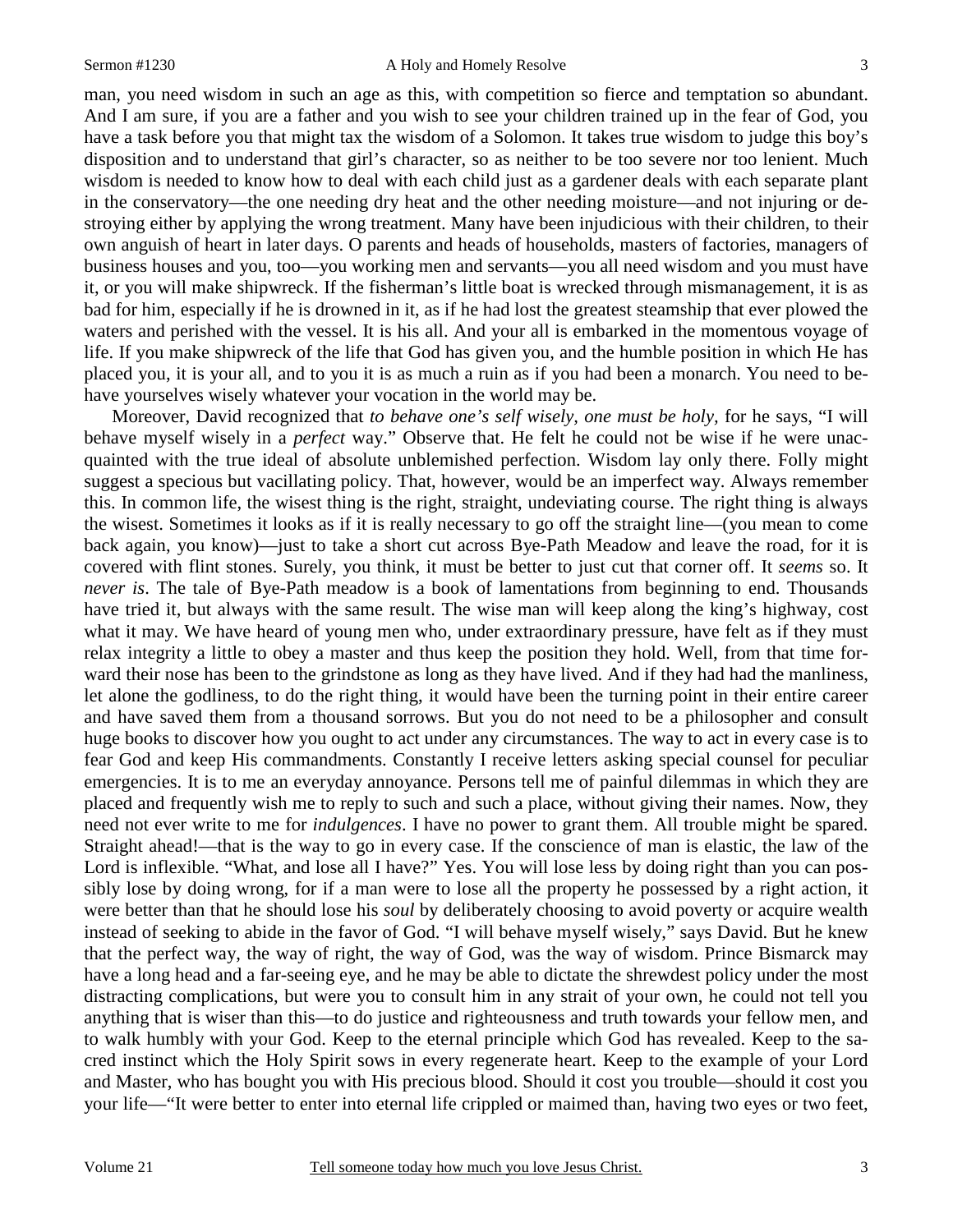man, you need wisdom in such an age as this, with competition so fierce and temptation so abundant. And I am sure, if you are a father and you wish to see your children trained up in the fear of God, you have a task before you that might tax the wisdom of a Solomon. It takes true wisdom to judge this boy's disposition and to understand that girl's character, so as neither to be too severe nor too lenient. Much wisdom is needed to know how to deal with each child just as a gardener deals with each separate plant in the conservatory—the one needing dry heat and the other needing moisture—and not injuring or destroying either by applying the wrong treatment. Many have been injudicious with their children, to their own anguish of heart in later days. O parents and heads of households, masters of factories, managers of business houses and you, too—you working men and servants—you all need wisdom and you must have it, or you will make shipwreck. If the fisherman's little boat is wrecked through mismanagement, it is as bad for him, especially if he is drowned in it, as if he had lost the greatest steamship that ever plowed the waters and perished with the vessel. It is his all. And your all is embarked in the momentous voyage of life. If you make shipwreck of the life that God has given you, and the humble position in which He has placed you, it is your all, and to you it is as much a ruin as if you had been a monarch. You need to behave yourselves wisely whatever your vocation in the world may be.

Moreover, David recognized that *to behave one's self wisely, one must be holy,* for he says, "I will behave myself wisely in a *perfect* way." Observe that. He felt he could not be wise if he were unacquainted with the true ideal of absolute unblemished perfection. Wisdom lay only there. Folly might suggest a specious but vacillating policy. That, however, would be an imperfect way. Always remember this. In common life, the wisest thing is the right, straight, undeviating course. The right thing is always the wisest. Sometimes it looks as if it is really necessary to go off the straight line—(you mean to come back again, you know)—just to take a short cut across Bye-Path Meadow and leave the road, for it is covered with flint stones. Surely, you think, it must be better to just cut that corner off. It *seems* so. It *never is*. The tale of Bye-Path meadow is a book of lamentations from beginning to end. Thousands have tried it, but always with the same result. The wise man will keep along the king's highway, cost what it may. We have heard of young men who, under extraordinary pressure, have felt as if they must relax integrity a little to obey a master and thus keep the position they hold. Well, from that time forward their nose has been to the grindstone as long as they have lived. And if they had had the manliness, let alone the godliness, to do the right thing, it would have been the turning point in their entire career and have saved them from a thousand sorrows. But you do not need to be a philosopher and consult huge books to discover how you ought to act under any circumstances. The way to act in every case is to fear God and keep His commandments. Constantly I receive letters asking special counsel for peculiar emergencies. It is to me an everyday annoyance. Persons tell me of painful dilemmas in which they are placed and frequently wish me to reply to such and such a place, without giving their names. Now, they need not ever write to me for *indulgences*. I have no power to grant them. All trouble might be spared. Straight ahead!—that is the way to go in every case. If the conscience of man is elastic, the law of the Lord is inflexible. "What, and lose all I have?" Yes. You will lose less by doing right than you can possibly lose by doing wrong, for if a man were to lose all the property he possessed by a right action, it were better than that he should lose his *soul* by deliberately choosing to avoid poverty or acquire wealth instead of seeking to abide in the favor of God. "I will behave myself wisely," says David. But he knew that the perfect way, the way of right, the way of God, was the way of wisdom. Prince Bismarck may have a long head and a far-seeing eye, and he may be able to dictate the shrewdest policy under the most distracting complications, but were you to consult him in any strait of your own, he could not tell you anything that is wiser than this—to do justice and righteousness and truth towards your fellow men, and to walk humbly with your God. Keep to the eternal principle which God has revealed. Keep to the sacred instinct which the Holy Spirit sows in every regenerate heart. Keep to the example of your Lord and Master, who has bought you with His precious blood. Should it cost you trouble—should it cost you your life—"It were better to enter into eternal life crippled or maimed than, having two eyes or two feet,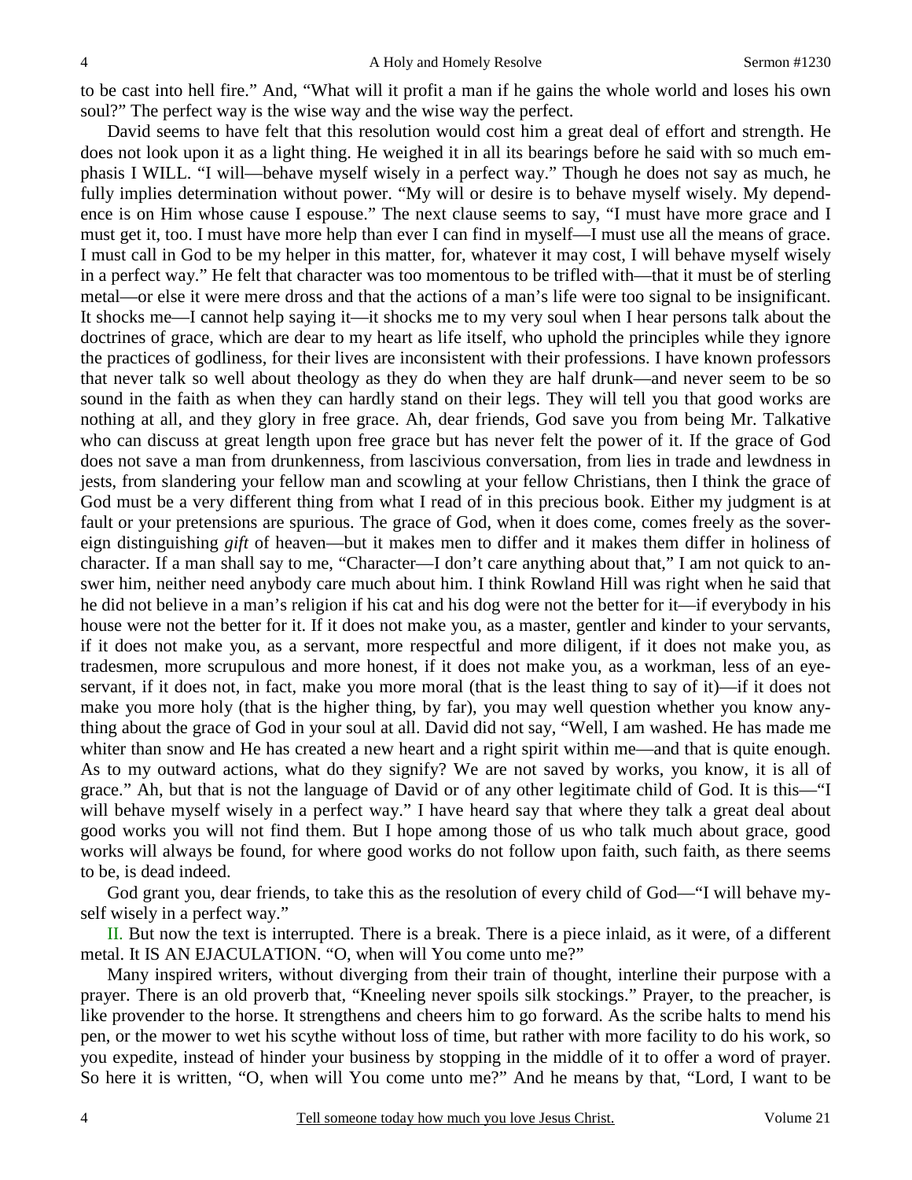to be cast into hell fire." And, "What will it profit a man if he gains the whole world and loses his own soul?" The perfect way is the wise way and the wise way the perfect.

David seems to have felt that this resolution would cost him a great deal of effort and strength. He does not look upon it as a light thing. He weighed it in all its bearings before he said with so much emphasis I WILL. "I will—behave myself wisely in a perfect way." Though he does not say as much, he fully implies determination without power. "My will or desire is to behave myself wisely. My dependence is on Him whose cause I espouse." The next clause seems to say, "I must have more grace and I must get it, too. I must have more help than ever I can find in myself—I must use all the means of grace. I must call in God to be my helper in this matter, for, whatever it may cost, I will behave myself wisely in a perfect way." He felt that character was too momentous to be trifled with—that it must be of sterling metal—or else it were mere dross and that the actions of a man's life were too signal to be insignificant. It shocks me—I cannot help saying it—it shocks me to my very soul when I hear persons talk about the doctrines of grace, which are dear to my heart as life itself, who uphold the principles while they ignore the practices of godliness, for their lives are inconsistent with their professions. I have known professors that never talk so well about theology as they do when they are half drunk—and never seem to be so sound in the faith as when they can hardly stand on their legs. They will tell you that good works are nothing at all, and they glory in free grace. Ah, dear friends, God save you from being Mr. Talkative who can discuss at great length upon free grace but has never felt the power of it. If the grace of God does not save a man from drunkenness, from lascivious conversation, from lies in trade and lewdness in jests, from slandering your fellow man and scowling at your fellow Christians, then I think the grace of God must be a very different thing from what I read of in this precious book. Either my judgment is at fault or your pretensions are spurious. The grace of God, when it does come, comes freely as the sovereign distinguishing *gift* of heaven—but it makes men to differ and it makes them differ in holiness of character. If a man shall say to me, "Character—I don't care anything about that," I am not quick to answer him, neither need anybody care much about him. I think Rowland Hill was right when he said that he did not believe in a man's religion if his cat and his dog were not the better for it—if everybody in his house were not the better for it. If it does not make you, as a master, gentler and kinder to your servants, if it does not make you, as a servant, more respectful and more diligent, if it does not make you, as tradesmen, more scrupulous and more honest, if it does not make you, as a workman, less of an eye-servant, if it does not, in fact, make you more moral (that is the least thing to say of it)—if it does not make you more holy (that is the higher thing, by far), you may well question whether you know anything about the grace of God in your soul at all. David did not say, "Well, I am washed. He has made me whiter than snow and He has created a new heart and a right spirit within me—and that is quite enough. As to my outward actions, what do they signify? We are not saved by works, you know, it is all of grace." Ah, but that is not the language of David or of any other legitimate child of God. It is this—"I will behave myself wisely in a perfect way." I have heard say that where they talk a great deal about good works you will not find them. But I hope among those of us who talk much about grace, good works will always be found, for where good works do not follow upon faith, such faith, as there seems to be, is dead indeed.

God grant you, dear friends, to take this as the resolution of every child of God—"I will behave myself wisely in a perfect way."

II. But now the text is interrupted. There is a break. There is a piece inlaid, as it were, of a different metal. It IS AN EJACULATION. "O, when will You come unto me?"

Many inspired writers, without diverging from their train of thought, interline their purpose with a prayer. There is an old proverb that, "Kneeling never spoils silk stockings." Prayer, to the preacher, is like provender to the horse. It strengthens and cheers him to go forward. As the scribe halts to mend his pen, or the mower to wet his scythe without loss of time, but rather with more facility to do his work, so you expedite, instead of hinder your business by stopping in the middle of it to offer a word of prayer. So here it is written, "O, when will You come unto me?" And he means by that, "Lord, I want to be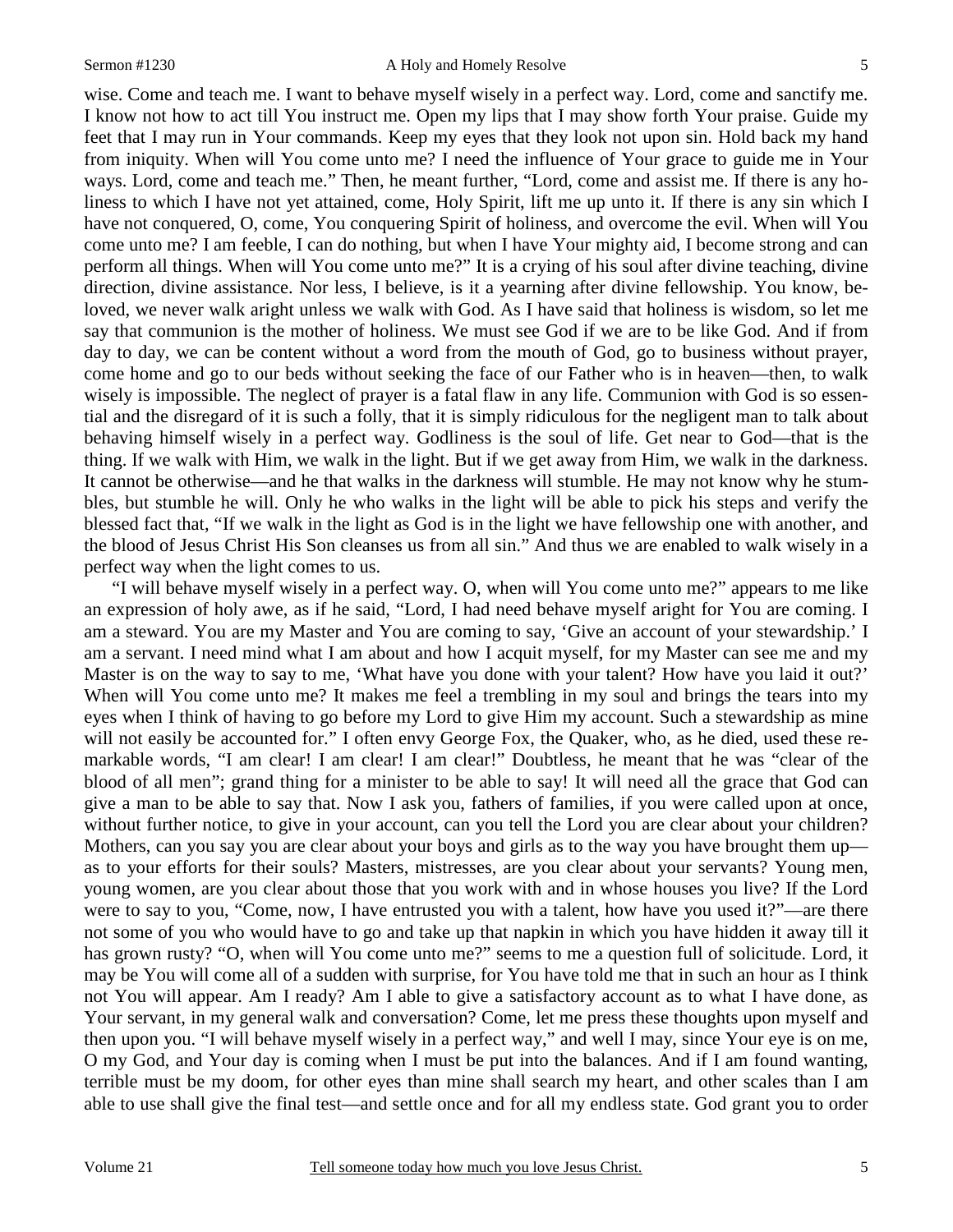wise. Come and teach me. I want to behave myself wisely in a perfect way. Lord, come and sanctify me. I know not how to act till You instruct me. Open my lips that I may show forth Your praise. Guide my feet that I may run in Your commands. Keep my eyes that they look not upon sin. Hold back my hand from iniquity. When will You come unto me? I need the influence of Your grace to guide me in Your ways. Lord, come and teach me." Then, he meant further, "Lord, come and assist me. If there is any holiness to which I have not yet attained, come, Holy Spirit, lift me up unto it. If there is any sin which I have not conquered, O, come, You conquering Spirit of holiness, and overcome the evil. When will You come unto me? I am feeble, I can do nothing, but when I have Your mighty aid, I become strong and can perform all things. When will You come unto me?" It is a crying of his soul after divine teaching, divine direction, divine assistance. Nor less, I believe, is it a yearning after divine fellowship. You know, beloved, we never walk aright unless we walk with God. As I have said that holiness is wisdom, so let me say that communion is the mother of holiness. We must see God if we are to be like God. And if from day to day, we can be content without a word from the mouth of God, go to business without prayer, come home and go to our beds without seeking the face of our Father who is in heaven—then, to walk wisely is impossible. The neglect of prayer is a fatal flaw in any life. Communion with God is so essential and the disregard of it is such a folly, that it is simply ridiculous for the negligent man to talk about behaving himself wisely in a perfect way. Godliness is the soul of life. Get near to God—that is the thing. If we walk with Him, we walk in the light. But if we get away from Him, we walk in the darkness. It cannot be otherwise—and he that walks in the darkness will stumble. He may not know why he stumbles, but stumble he will. Only he who walks in the light will be able to pick his steps and verify the blessed fact that, "If we walk in the light as God is in the light we have fellowship one with another, and the blood of Jesus Christ His Son cleanses us from all sin." And thus we are enabled to walk wisely in a perfect way when the light comes to us.

"I will behave myself wisely in a perfect way. O, when will You come unto me?" appears to me like an expression of holy awe, as if he said, "Lord, I had need behave myself aright for You are coming. I am a steward. You are my Master and You are coming to say, 'Give an account of your stewardship.' I am a servant. I need mind what I am about and how I acquit myself, for my Master can see me and my Master is on the way to say to me, 'What have you done with your talent? How have you laid it out?' When will You come unto me? It makes me feel a trembling in my soul and brings the tears into my eyes when I think of having to go before my Lord to give Him my account. Such a stewardship as mine will not easily be accounted for." I often envy George Fox, the Quaker, who, as he died, used these remarkable words, "I am clear! I am clear! I am clear!" Doubtless, he meant that he was "clear of the blood of all men"; grand thing for a minister to be able to say! It will need all the grace that God can give a man to be able to say that. Now I ask you, fathers of families, if you were called upon at once, without further notice, to give in your account, can you tell the Lord you are clear about your children? Mothers, can you say you are clear about your boys and girls as to the way you have brought them up—as to your efforts for their souls? Masters, mistresses, are you clear about your servants? Young men, young women, are you clear about those that you work with and in whose houses you live? If the Lord were to say to you, "Come, now, I have entrusted you with a talent, how have you used it?"—are there not some of you who would have to go and take up that napkin in which you have hidden it away till it has grown rusty? "O, when will You come unto me?" seems to me a question full of solicitude. Lord, it may be You will come all of a sudden with surprise, for You have told me that in such an hour as I think not You will appear. Am I ready? Am I able to give a satisfactory account as to what I have done, as Your servant, in my general walk and conversation? Come, let me press these thoughts upon myself and then upon you. "I will behave myself wisely in a perfect way," and well I may, since Your eye is on me, O my God, and Your day is coming when I must be put into the balances. And if I am found wanting, terrible must be my doom, for other eyes than mine shall search my heart, and other scales than I am able to use shall give the final test—and settle once and for all my endless state. God grant you to order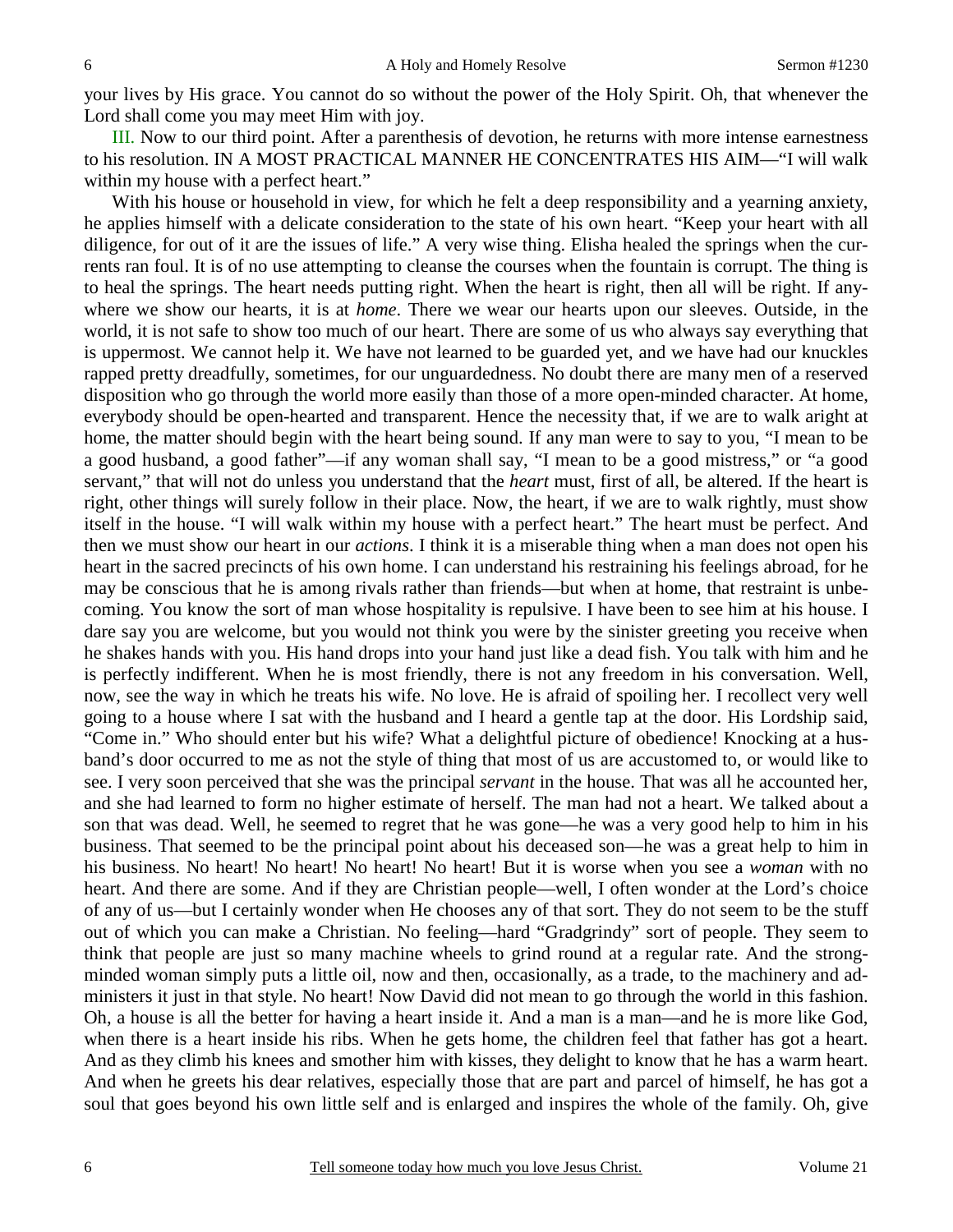your lives by His grace. You cannot do so without the power of the Holy Spirit. Oh, that whenever the Lord shall come you may meet Him with joy.

III. Now to our third point. After a parenthesis of devotion, he returns with more intense earnestness to his resolution. IN A MOST PRACTICAL MANNER HE CONCENTRATES HIS AIM—"I will walk within my house with a perfect heart."

With his house or household in view, for which he felt a deep responsibility and a yearning anxiety, he applies himself with a delicate consideration to the state of his own heart. "Keep your heart with all diligence, for out of it are the issues of life." A very wise thing. Elisha healed the springs when the currents ran foul. It is of no use attempting to cleanse the courses when the fountain is corrupt. The thing is to heal the springs. The heart needs putting right. When the heart is right, then all will be right. If anywhere we show our hearts, it is at *home*. There we wear our hearts upon our sleeves. Outside, in the world, it is not safe to show too much of our heart. There are some of us who always say everything that is uppermost. We cannot help it. We have not learned to be guarded yet, and we have had our knuckles rapped pretty dreadfully, sometimes, for our unguardedness. No doubt there are many men of a reserved disposition who go through the world more easily than those of a more open-minded character. At home, everybody should be open-hearted and transparent. Hence the necessity that, if we are to walk aright at home, the matter should begin with the heart being sound. If any man were to say to you, "I mean to be a good husband, a good father"—if any woman shall say, "I mean to be a good mistress," or "a good servant," that will not do unless you understand that the *heart* must, first of all, be altered. If the heart is right, other things will surely follow in their place. Now, the heart, if we are to walk rightly, must show itself in the house. "I will walk within my house with a perfect heart." The heart must be perfect. And then we must show our heart in our *actions*. I think it is a miserable thing when a man does not open his heart in the sacred precincts of his own home. I can understand his restraining his feelings abroad, for he may be conscious that he is among rivals rather than friends—but when at home, that restraint is unbecoming. You know the sort of man whose hospitality is repulsive. I have been to see him at his house. I dare say you are welcome, but you would not think you were by the sinister greeting you receive when he shakes hands with you. His hand drops into your hand just like a dead fish. You talk with him and he is perfectly indifferent. When he is most friendly, there is not any freedom in his conversation. Well, now, see the way in which he treats his wife. No love. He is afraid of spoiling her. I recollect very well going to a house where I sat with the husband and I heard a gentle tap at the door. His Lordship said, "Come in." Who should enter but his wife? What a delightful picture of obedience! Knocking at a husband's door occurred to me as not the style of thing that most of us are accustomed to, or would like to see. I very soon perceived that she was the principal *servant* in the house. That was all he accounted her, and she had learned to form no higher estimate of herself. The man had not a heart. We talked about a son that was dead. Well, he seemed to regret that he was gone—he was a very good help to him in his business. That seemed to be the principal point about his deceased son—he was a great help to him in his business. No heart! No heart! No heart! No heart! But it is worse when you see a *woman* with no heart. And there are some. And if they are Christian people—well, I often wonder at the Lord's choice of any of us—but I certainly wonder when He chooses any of that sort. They do not seem to be the stuff out of which you can make a Christian. No feeling—hard "Gradgrindy" sort of people. They seem to think that people are just so many machine wheels to grind round at a regular rate. And the strong-minded woman simply puts a little oil, now and then, occasionally, as a trade, to the machinery and administers it just in that style. No heart! Now David did not mean to go through the world in this fashion. Oh, a house is all the better for having a heart inside it. And a man is a man—and he is more like God, when there is a heart inside his ribs. When he gets home, the children feel that father has got a heart. And as they climb his knees and smother him with kisses, they delight to know that he has a warm heart. And when he greets his dear relatives, especially those that are part and parcel of himself, he has got a soul that goes beyond his own little self and is enlarged and inspires the whole of the family. Oh, give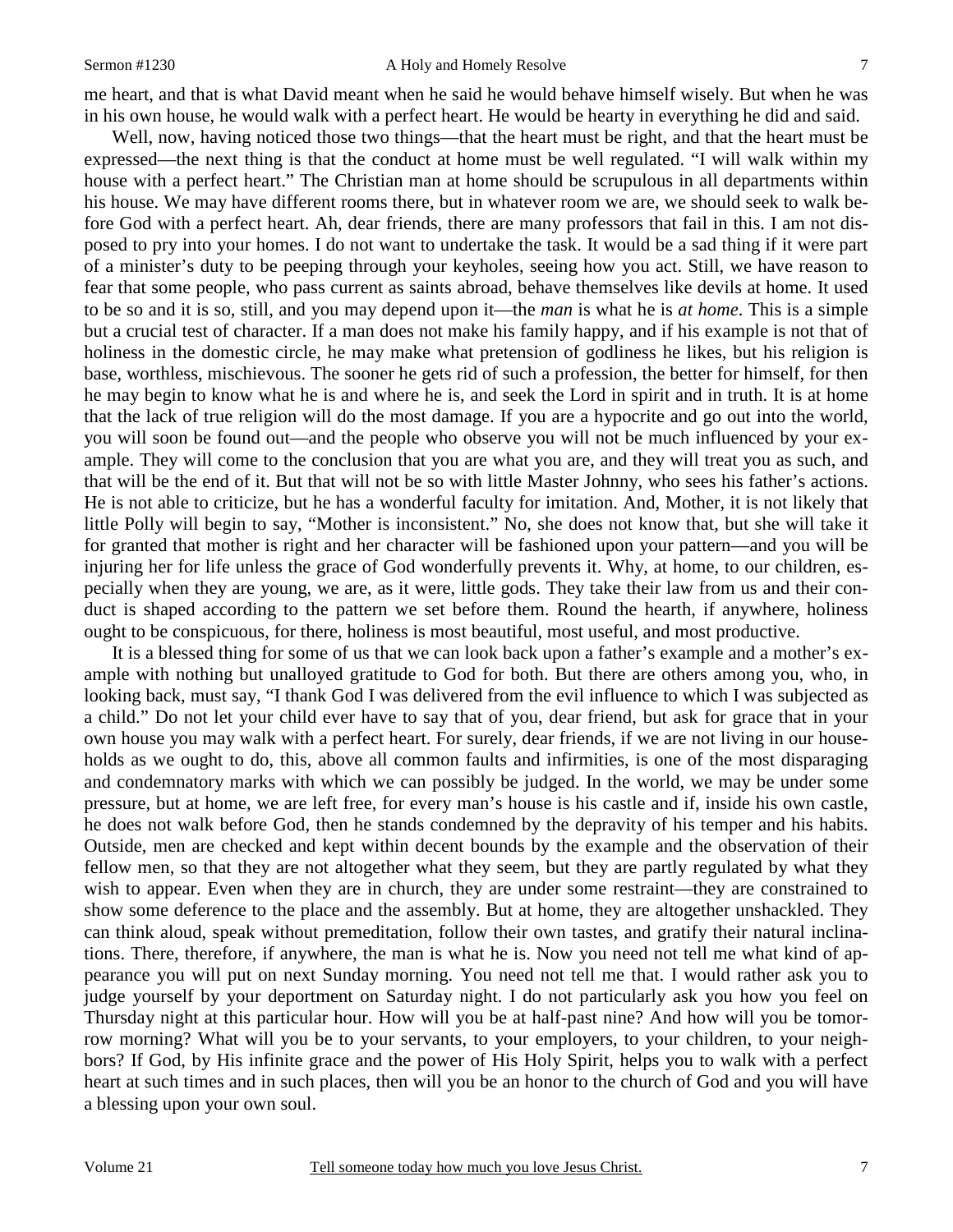me heart, and that is what David meant when he said he would behave himself wisely. But when he was in his own house, he would walk with a perfect heart. He would be hearty in everything he did and said.

Well, now, having noticed those two things—that the heart must be right, and that the heart must be expressed—the next thing is that the conduct at home must be well regulated. "I will walk within my house with a perfect heart." The Christian man at home should be scrupulous in all departments within his house. We may have different rooms there, but in whatever room we are, we should seek to walk before God with a perfect heart. Ah, dear friends, there are many professors that fail in this. I am not disposed to pry into your homes. I do not want to undertake the task. It would be a sad thing if it were part of a minister's duty to be peeping through your keyholes, seeing how you act. Still, we have reason to fear that some people, who pass current as saints abroad, behave themselves like devils at home. It used to be so and it is so, still, and you may depend upon it—the *man* is what he is *at home*. This is a simple but a crucial test of character. If a man does not make his family happy, and if his example is not that of holiness in the domestic circle, he may make what pretension of godliness he likes, but his religion is base, worthless, mischievous. The sooner he gets rid of such a profession, the better for himself, for then he may begin to know what he is and where he is, and seek the Lord in spirit and in truth. It is at home that the lack of true religion will do the most damage. If you are a hypocrite and go out into the world, you will soon be found out—and the people who observe you will not be much influenced by your example. They will come to the conclusion that you are what you are, and they will treat you as such, and that will be the end of it. But that will not be so with little Master Johnny, who sees his father's actions. He is not able to criticize, but he has a wonderful faculty for imitation. And, Mother, it is not likely that little Polly will begin to say, "Mother is inconsistent." No, she does not know that, but she will take it for granted that mother is right and her character will be fashioned upon your pattern—and you will be injuring her for life unless the grace of God wonderfully prevents it. Why, at home, to our children, especially when they are young, we are, as it were, little gods. They take their law from us and their conduct is shaped according to the pattern we set before them. Round the hearth, if anywhere, holiness ought to be conspicuous, for there, holiness is most beautiful, most useful, and most productive.

It is a blessed thing for some of us that we can look back upon a father's example and a mother's example with nothing but unalloyed gratitude to God for both. But there are others among you, who, in looking back, must say, "I thank God I was delivered from the evil influence to which I was subjected as a child." Do not let your child ever have to say that of you, dear friend, but ask for grace that in your own house you may walk with a perfect heart. For surely, dear friends, if we are not living in our households as we ought to do, this, above all common faults and infirmities, is one of the most disparaging and condemnatory marks with which we can possibly be judged. In the world, we may be under some pressure, but at home, we are left free, for every man's house is his castle and if, inside his own castle, he does not walk before God, then he stands condemned by the depravity of his temper and his habits. Outside, men are checked and kept within decent bounds by the example and the observation of their fellow men, so that they are not altogether what they seem, but they are partly regulated by what they wish to appear. Even when they are in church, they are under some restraint—they are constrained to show some deference to the place and the assembly. But at home, they are altogether unshackled. They can think aloud, speak without premeditation, follow their own tastes, and gratify their natural inclinations. There, therefore, if anywhere, the man is what he is. Now you need not tell me what kind of appearance you will put on next Sunday morning. You need not tell me that. I would rather ask you to judge yourself by your deportment on Saturday night. I do not particularly ask you how you feel on Thursday night at this particular hour. How will you be at half-past nine? And how will you be tomorrow morning? What will you be to your servants, to your employers, to your children, to your neighbors? If God, by His infinite grace and the power of His Holy Spirit, helps you to walk with a perfect heart at such times and in such places, then will you be an honor to the church of God and you will have a blessing upon your own soul.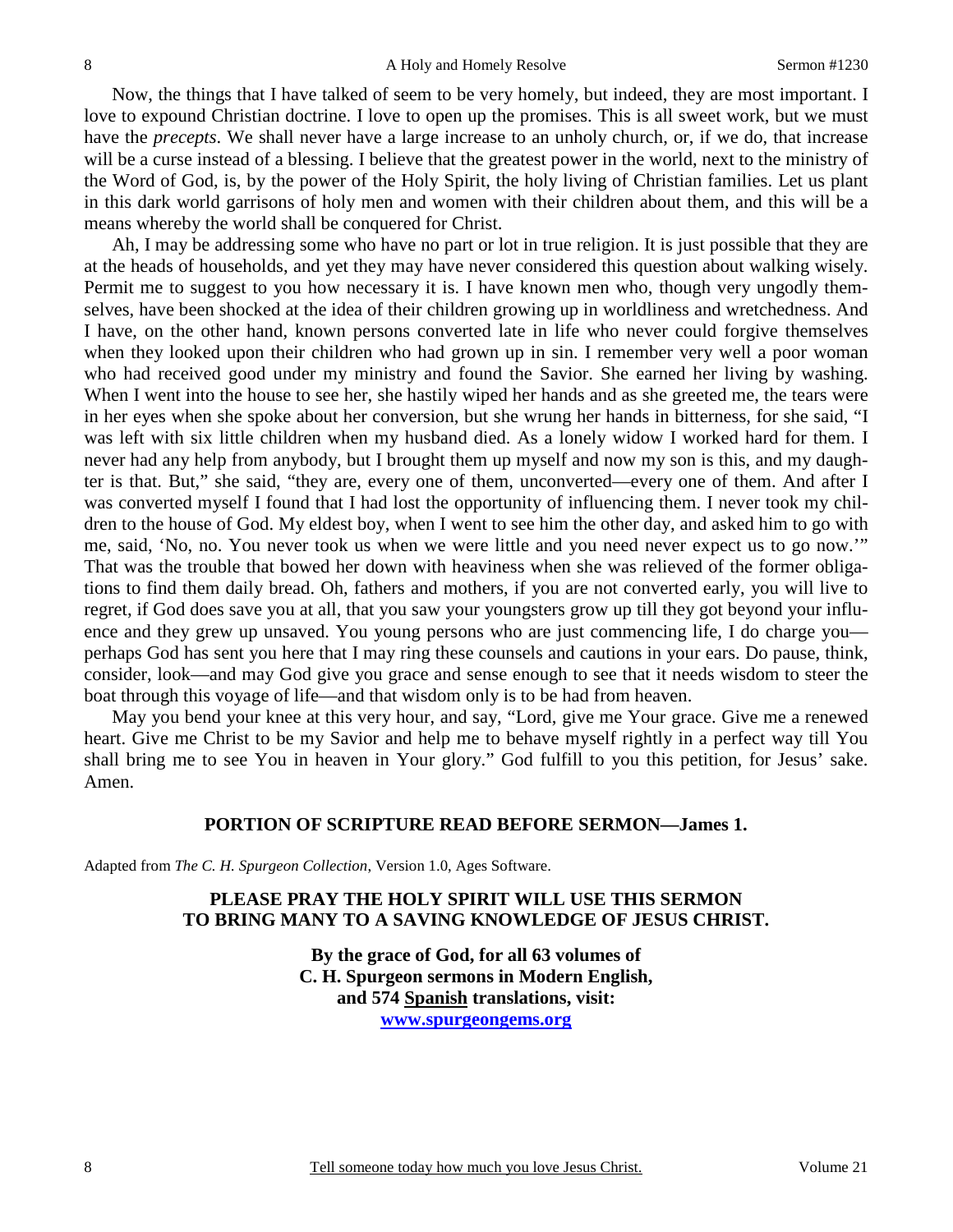Now, the things that I have talked of seem to be very homely, but indeed, they are most important. I love to expound Christian doctrine. I love to open up the promises. This is all sweet work, but we must have the *precepts*. We shall never have a large increase to an unholy church, or, if we do, that increase will be a curse instead of a blessing. I believe that the greatest power in the world, next to the ministry of the Word of God, is, by the power of the Holy Spirit, the holy living of Christian families. Let us plant in this dark world garrisons of holy men and women with their children about them, and this will be a means whereby the world shall be conquered for Christ.

Ah, I may be addressing some who have no part or lot in true religion. It is just possible that they are at the heads of households, and yet they may have never considered this question about walking wisely. Permit me to suggest to you how necessary it is. I have known men who, though very ungodly themselves, have been shocked at the idea of their children growing up in worldliness and wretchedness. And I have, on the other hand, known persons converted late in life who never could forgive themselves when they looked upon their children who had grown up in sin. I remember very well a poor woman who had received good under my ministry and found the Savior. She earned her living by washing. When I went into the house to see her, she hastily wiped her hands and as she greeted me, the tears were in her eyes when she spoke about her conversion, but she wrung her hands in bitterness, for she said, "I was left with six little children when my husband died. As a lonely widow I worked hard for them. I never had any help from anybody, but I brought them up myself and now my son is this, and my daughter is that. But," she said, "they are, every one of them, unconverted—every one of them. And after I was converted myself I found that I had lost the opportunity of influencing them. I never took my children to the house of God. My eldest boy, when I went to see him the other day, and asked him to go with me, said, 'No, no. You never took us when we were little and you need never expect us to go now.'" That was the trouble that bowed her down with heaviness when she was relieved of the former obligations to find them daily bread. Oh, fathers and mothers, if you are not converted early, you will live to regret, if God does save you at all, that you saw your youngsters grow up till they got beyond your influence and they grew up unsaved. You young persons who are just commencing life, I do charge you—perhaps God has sent you here that I may ring these counsels and cautions in your ears. Do pause, think, consider, look—and may God give you grace and sense enough to see that it needs wisdom to steer the boat through this voyage of life—and that wisdom only is to be had from heaven.

May you bend your knee at this very hour, and say, "Lord, give me Your grace. Give me a renewed heart. Give me Christ to be my Savior and help me to behave myself rightly in a perfect way till You shall bring me to see You in heaven in Your glory." God fulfill to you this petition, for Jesus' sake. Amen.

**PORTION OF SCRIPTURE READ BEFORE SERMON—James 1.**

Adapted from *The C. H. Spurgeon Collection,* Version 1.0, Ages Software.

**PLEASE PRAY THE HOLY SPIRIT WILL USE THIS SERMON TO BRING MANY TO A SAVING KNOWLEDGE OF JESUS CHRIST.**

**By the grace of God, for all 63 volumes of C. H. Spurgeon sermons in Modern English, and 574 Spanish translations, visit: www.spurgeongems.org**

Tell someone today how much you love Jesus Christ.